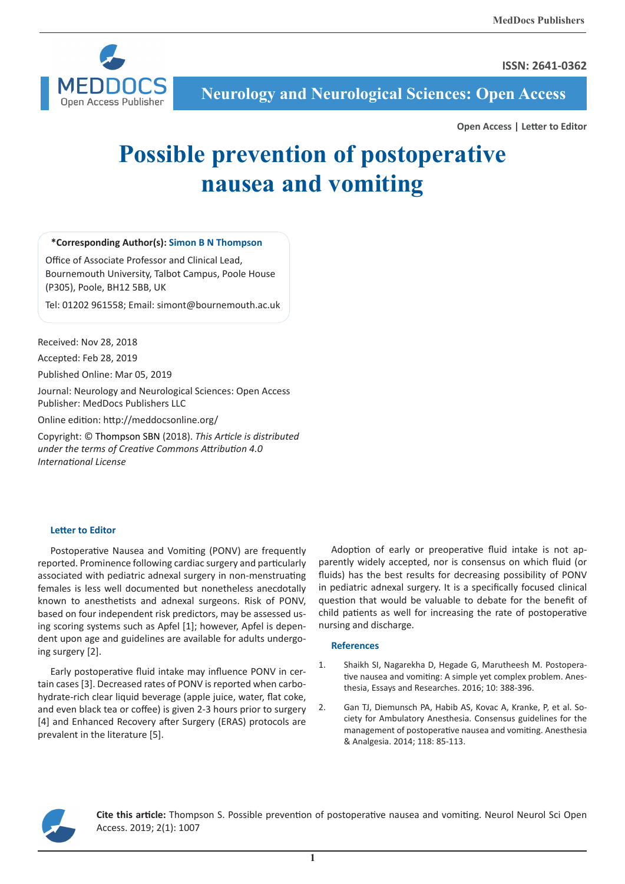ISSN: 2641-0362

**Neurology and Neurological Sciences: Open Access**

**Open Access | Letter to Editor**

# Possible prevention of postoperative nausea and vomiting

**\*Corresponding Author(s): Simon B N Thompson**

Office of Associate Professor and Clinical Lead, Bournemouth University, Talbot Campus, Poole House (P305), Poole, BH12 5BB, UK

Tel: 01202 961558; Email: simont@bournemouth.ac.uk

Received: Nov 28, 2018

Accepted: Feb 28, 2019

Published Online: Mar 05, 2019

Journal: Neurology and Neurological Sciences: Open Access
Publisher: MedDocs Publishers LLC

Online edition: http://meddocsonline.org/

Copyright: © Thompson SBN (2018). *This Article is distributed under the terms of Creative Commons Attribution 4.0 International License*

## Letter to Editor

Postoperative Nausea and Vomiting (PONV) are frequently reported. Prominence following cardiac surgery and particularly associated with pediatric adnexal surgery in non-menstruating females is less well documented but nonetheless anecdotally known to anesthetists and adnexal surgeons. Risk of PONV, based on four independent risk predictors, may be assessed using scoring systems such as Apfel [1]; however, Apfel is dependent upon age and guidelines are available for adults undergoing surgery [2].

Early postoperative fluid intake may influence PONV in certain cases [3]. Decreased rates of PONV is reported when carbohydrate-rich clear liquid beverage (apple juice, water, flat coke, and even black tea or coffee) is given 2-3 hours prior to surgery [4] and Enhanced Recovery after Surgery (ERAS) protocols are prevalent in the literature [5].

Adoption of early or preoperative fluid intake is not apparently widely accepted, nor is consensus on which fluid (or fluids) has the best results for decreasing possibility of PONV in pediatric adnexal surgery. It is a specifically focused clinical question that would be valuable to debate for the benefit of child patients as well for increasing the rate of postoperative nursing and discharge.

## References

1. Shaikh SI, Nagarekha D, Hegade G, Marutheesh M. Postoperative nausea and vomiting: A simple yet complex problem. Anesthesia, Essays and Researches. 2016; 10: 388-396.

2. Gan TJ, Diemunsch PA, Habib AS, Kovac A, Kranke, P, et al. Society for Ambulatory Anesthesia. Consensus guidelines for the management of postoperative nausea and vomiting. Anesthesia & Analgesia. 2014; 118: 85-113.

**Cite this article:** Thompson S. Possible prevention of postoperative nausea and vomiting. Neurol Neurol Sci Open Access. 2019; 2(1): 1007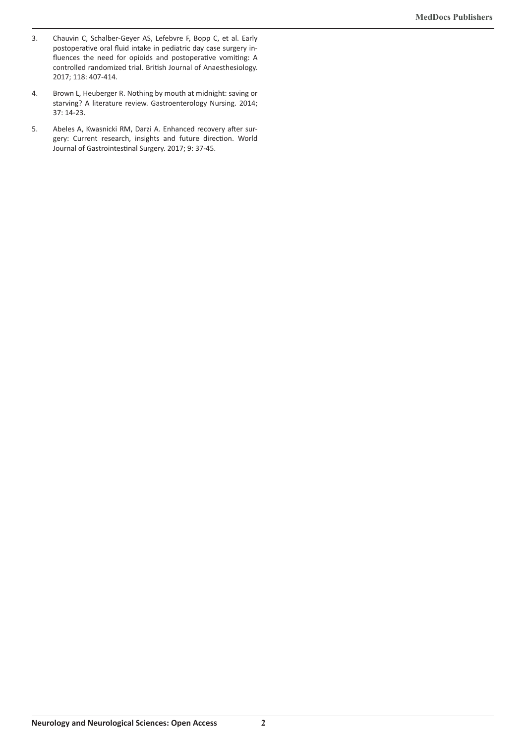3. Chauvin C, Schalber-Geyer AS, Lefebvre F, Bopp C, et al. Early postoperative oral fluid intake in pediatric day case surgery influences the need for opioids and postoperative vomiting: A controlled randomized trial. British Journal of Anaesthesiology. 2017; 118: 407-414.

4. Brown L, Heuberger R. Nothing by mouth at midnight: saving or starving? A literature review. Gastroenterology Nursing. 2014; 37: 14-23.

5. Abeles A, Kwasnicki RM, Darzi A. Enhanced recovery after surgery: Current research, insights and future direction. World Journal of Gastrointestinal Surgery. 2017; 9: 37-45.